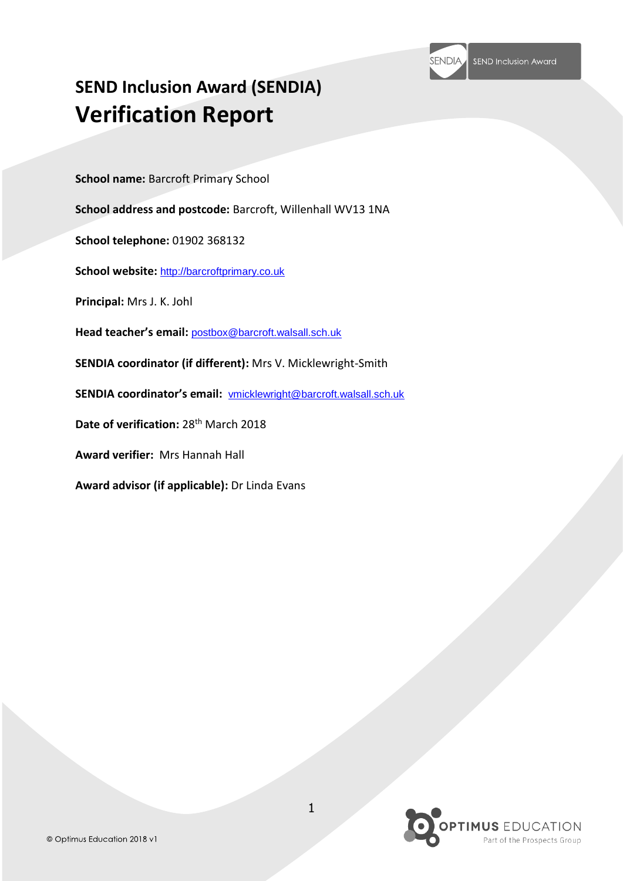# SEND Inclusion Award (SENDIA)
# Verification Report

**School name:** Barcroft Primary School

**School address and postcode:** Barcroft, Willenhall WV13 1NA

**School telephone:** 01902 368132

**School website:** http://barcroftprimary.co.uk

**Principal:** Mrs J. K. Johl

**Head teacher's email:** postbox@barcroft.walsall.sch.uk

**SENDIA coordinator (if different):** Mrs V. Micklewright-Smith

**SENDIA coordinator's email:** vmicklewright@barcroft.walsall.sch.uk

**Date of verification:** 28th March 2018

**Award verifier:** Mrs Hannah Hall

**Award advisor (if applicable):** Dr Linda Evans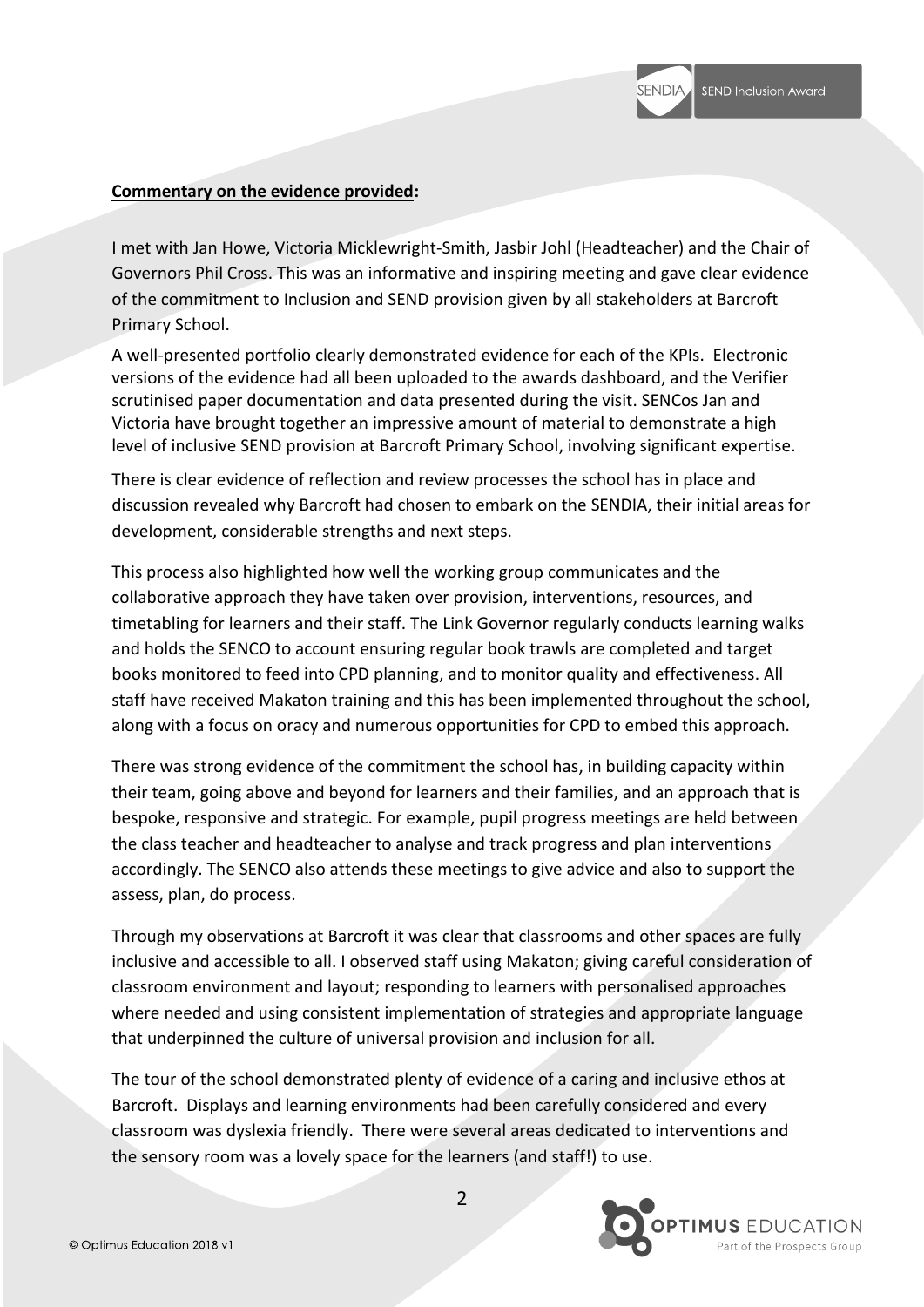**Commentary on the evidence provided:**

I met with Jan Howe, Victoria Micklewright-Smith, Jasbir Johl (Headteacher) and the Chair of Governors Phil Cross. This was an informative and inspiring meeting and gave clear evidence of the commitment to Inclusion and SEND provision given by all stakeholders at Barcroft Primary School.

A well-presented portfolio clearly demonstrated evidence for each of the KPIs. Electronic versions of the evidence had all been uploaded to the awards dashboard, and the Verifier scrutinised paper documentation and data presented during the visit. SENCos Jan and Victoria have brought together an impressive amount of material to demonstrate a high level of inclusive SEND provision at Barcroft Primary School, involving significant expertise.

There is clear evidence of reflection and review processes the school has in place and discussion revealed why Barcroft had chosen to embark on the SENDIA, their initial areas for development, considerable strengths and next steps.

This process also highlighted how well the working group communicates and the collaborative approach they have taken over provision, interventions, resources, and timetabling for learners and their staff. The Link Governor regularly conducts learning walks and holds the SENCO to account ensuring regular book trawls are completed and target books monitored to feed into CPD planning, and to monitor quality and effectiveness. All staff have received Makaton training and this has been implemented throughout the school, along with a focus on oracy and numerous opportunities for CPD to embed this approach.

There was strong evidence of the commitment the school has, in building capacity within their team, going above and beyond for learners and their families, and an approach that is bespoke, responsive and strategic. For example, pupil progress meetings are held between the class teacher and headteacher to analyse and track progress and plan interventions accordingly. The SENCO also attends these meetings to give advice and also to support the assess, plan, do process.

Through my observations at Barcroft it was clear that classrooms and other spaces are fully inclusive and accessible to all. I observed staff using Makaton; giving careful consideration of classroom environment and layout; responding to learners with personalised approaches where needed and using consistent implementation of strategies and appropriate language that underpinned the culture of universal provision and inclusion for all.

The tour of the school demonstrated plenty of evidence of a caring and inclusive ethos at Barcroft. Displays and learning environments had been carefully considered and every classroom was dyslexia friendly. There were several areas dedicated to interventions and the sensory room was a lovely space for the learners (and staff!) to use.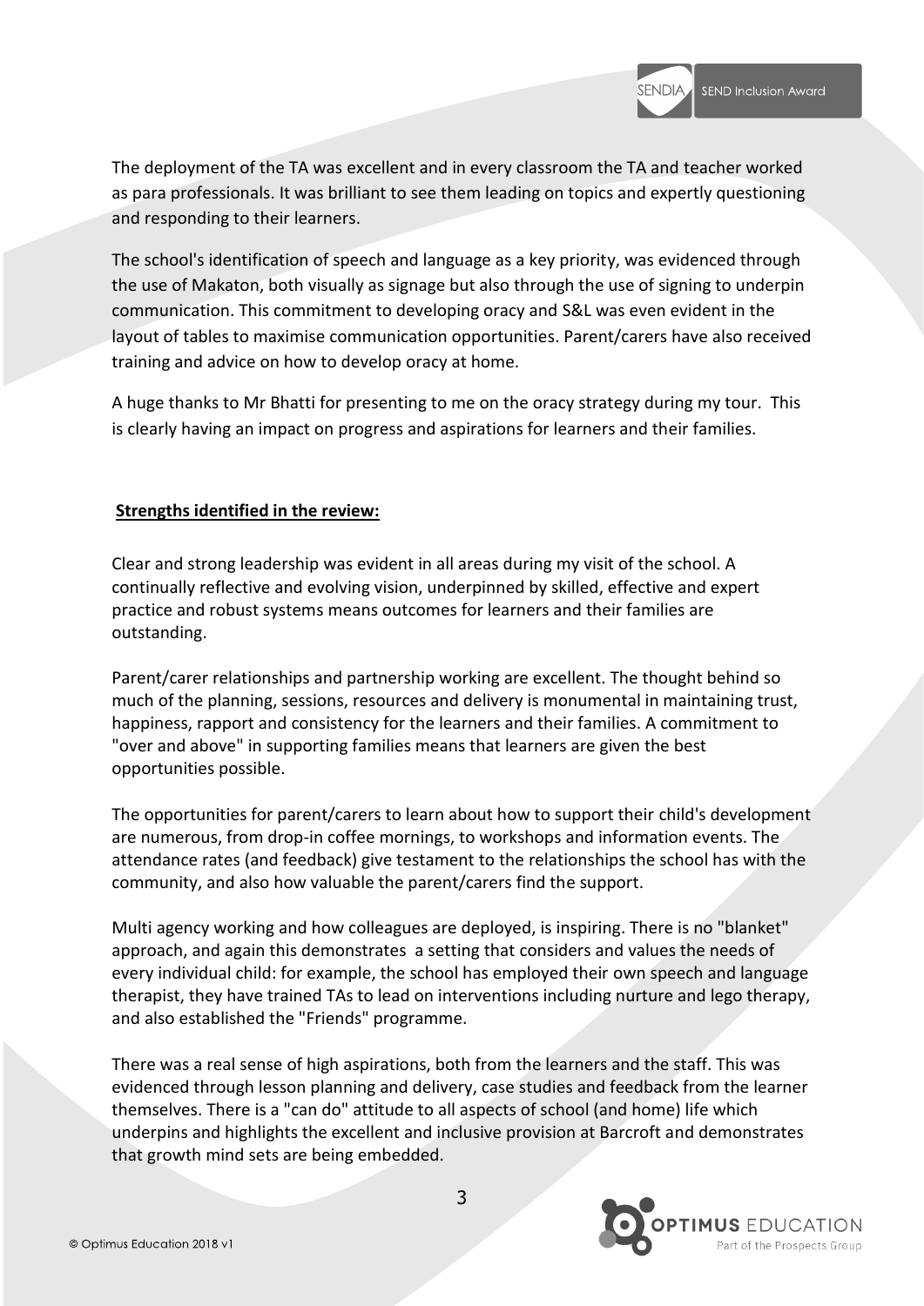The deployment of the TA was excellent and in every classroom the TA and teacher worked as para professionals. It was brilliant to see them leading on topics and expertly questioning and responding to their learners.

The school's identification of speech and language as a key priority, was evidenced through the use of Makaton, both visually as signage but also through the use of signing to underpin communication. This commitment to developing oracy and S&L was even evident in the layout of tables to maximise communication opportunities. Parent/carers have also received training and advice on how to develop oracy at home.

A huge thanks to Mr Bhatti for presenting to me on the oracy strategy during my tour. This is clearly having an impact on progress and aspirations for learners and their families.

**Strengths identified in the review:**

Clear and strong leadership was evident in all areas during my visit of the school. A continually reflective and evolving vision, underpinned by skilled, effective and expert practice and robust systems means outcomes for learners and their families are outstanding.

Parent/carer relationships and partnership working are excellent. The thought behind so much of the planning, sessions, resources and delivery is monumental in maintaining trust, happiness, rapport and consistency for the learners and their families. A commitment to "over and above" in supporting families means that learners are given the best opportunities possible.

The opportunities for parent/carers to learn about how to support their child's development are numerous, from drop-in coffee mornings, to workshops and information events. The attendance rates (and feedback) give testament to the relationships the school has with the community, and also how valuable the parent/carers find the support.

Multi agency working and how colleagues are deployed, is inspiring. There is no "blanket" approach, and again this demonstrates a setting that considers and values the needs of every individual child: for example, the school has employed their own speech and language therapist, they have trained TAs to lead on interventions including nurture and lego therapy, and also established the "Friends" programme.

There was a real sense of high aspirations, both from the learners and the staff. This was evidenced through lesson planning and delivery, case studies and feedback from the learner themselves. There is a "can do" attitude to all aspects of school (and home) life which underpins and highlights the excellent and inclusive provision at Barcroft and demonstrates that growth mind sets are being embedded.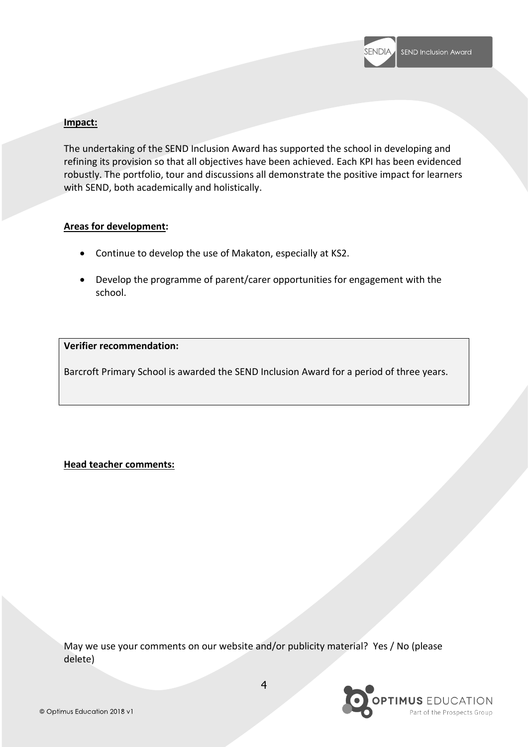**Impact:**

The undertaking of the SEND Inclusion Award has supported the school in developing and refining its provision so that all objectives have been achieved. Each KPI has been evidenced robustly. The portfolio, tour and discussions all demonstrate the positive impact for learners with SEND, both academically and holistically.

**Areas for development:**

- Continue to develop the use of Makaton, especially at KS2.
- Develop the programme of parent/carer opportunities for engagement with the school.

**Verifier recommendation:**

Barcroft Primary School is awarded the SEND Inclusion Award for a period of three years.

**Head teacher comments:**

May we use your comments on our website and/or publicity material? Yes / No (please delete)